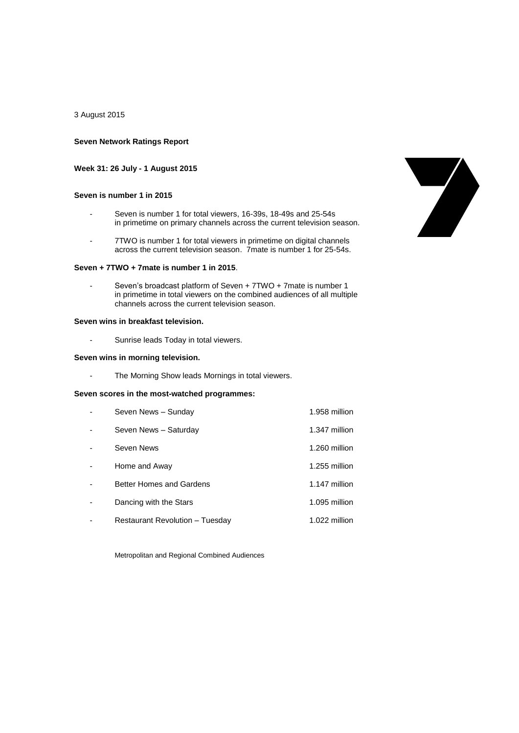3 August 2015

**Seven Network Ratings Report**

**Week 31: 26 July - 1 August 2015**

**Seven is number 1 in 2015**

- Seven is number 1 for total viewers, 16-39s, 18-49s and 25-54s in primetime on primary channels across the current television season.
- 7TWO is number 1 for total viewers in primetime on digital channels across the current television season. 7mate is number 1 for 25-54s.

**Seven + 7TWO + 7mate is number 1 in 2015**.

- Seven's broadcast platform of Seven + 7TWO + 7mate is number 1 in primetime in total viewers on the combined audiences of all multiple channels across the current television season.

**Seven wins in breakfast television.**

- Sunrise leads Today in total viewers.

**Seven wins in morning television.**

- The Morning Show leads Mornings in total viewers.

**Seven scores in the most-watched programmes:**

| | | |
|---|---|---|
| - | Seven News – Sunday | 1.958 million |
| - | Seven News – Saturday | 1.347 million |
| - | Seven News | 1.260 million |
| - | Home and Away | 1.255 million |
| - | Better Homes and Gardens | 1.147 million |
| - | Dancing with the Stars | 1.095 million |
| - | Restaurant Revolution – Tuesday | 1.022 million |

Metropolitan and Regional Combined Audiences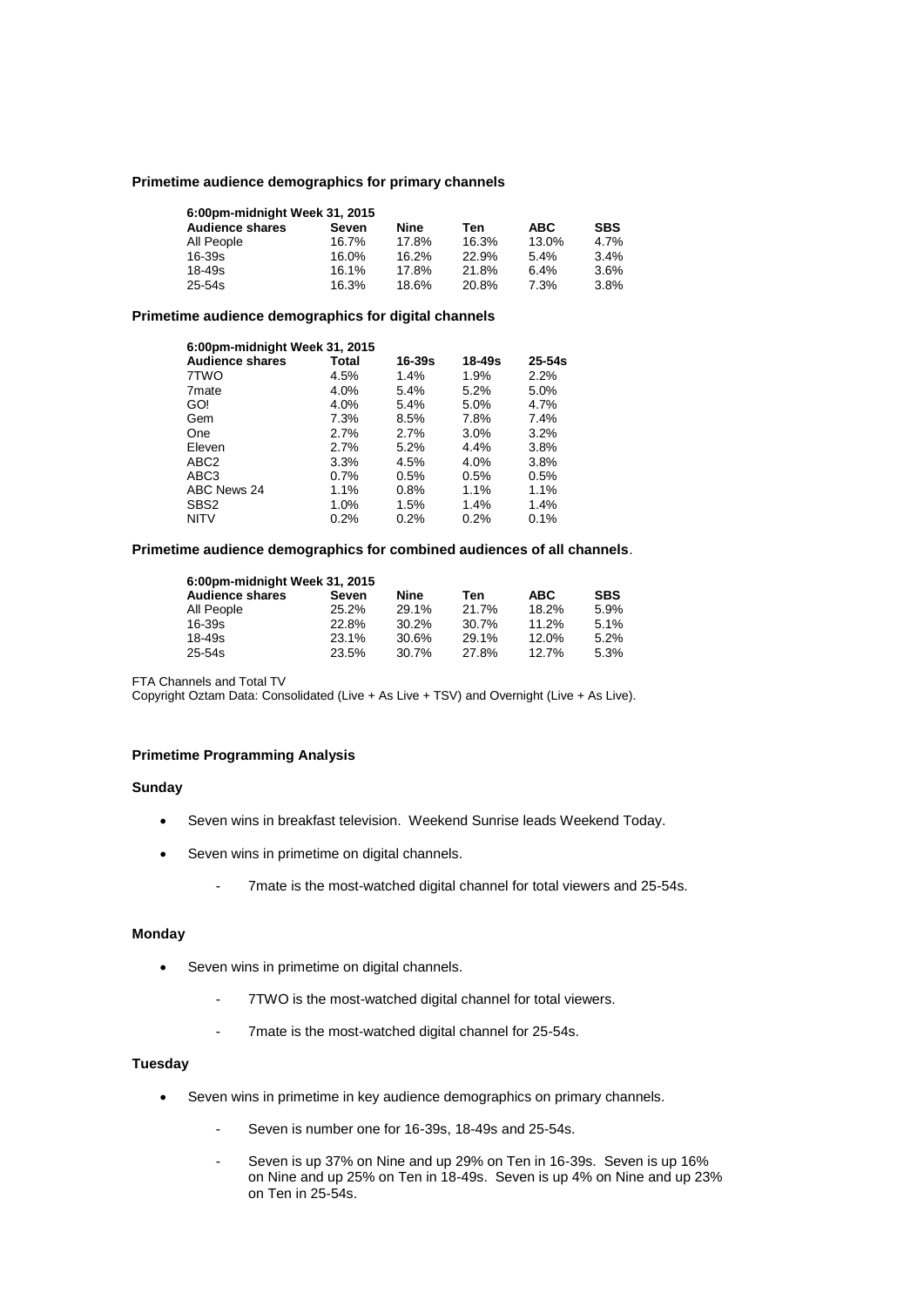**Primetime audience demographics for primary channels**

| 6:00pm-midnight Week 31, 2015 | | | | | |
|---|---|---|---|---|---|
| **Audience shares** | **Seven** | **Nine** | **Ten** | **ABC** | **SBS** |
| All People | 16.7% | 17.8% | 16.3% | 13.0% | 4.7% |
| 16-39s | 16.0% | 16.2% | 22.9% | 5.4% | 3.4% |
| 18-49s | 16.1% | 17.8% | 21.8% | 6.4% | 3.6% |
| 25-54s | 16.3% | 18.6% | 20.8% | 7.3% | 3.8% |

**Primetime audience demographics for digital channels**

| 6:00pm-midnight Week 31, 2015 | | | | |
|---|---|---|---|---|
| **Audience shares** | **Total** | **16-39s** | **18-49s** | **25-54s** |
| 7TWO | 4.5% | 1.4% | 1.9% | 2.2% |
| 7mate | 4.0% | 5.4% | 5.2% | 5.0% |
| GO! | 4.0% | 5.4% | 5.0% | 4.7% |
| Gem | 7.3% | 8.5% | 7.8% | 7.4% |
| One | 2.7% | 2.7% | 3.0% | 3.2% |
| Eleven | 2.7% | 5.2% | 4.4% | 3.8% |
| ABC2 | 3.3% | 4.5% | 4.0% | 3.8% |
| ABC3 | 0.7% | 0.5% | 0.5% | 0.5% |
| ABC News 24 | 1.1% | 0.8% | 1.1% | 1.1% |
| SBS2 | 1.0% | 1.5% | 1.4% | 1.4% |
| NITV | 0.2% | 0.2% | 0.2% | 0.1% |

**Primetime audience demographics for combined audiences of all channels**.

| 6:00pm-midnight Week 31, 2015 | | | | | |
|---|---|---|---|---|---|
| **Audience shares** | **Seven** | **Nine** | **Ten** | **ABC** | **SBS** |
| All People | 25.2% | 29.1% | 21.7% | 18.2% | 5.9% |
| 16-39s | 22.8% | 30.2% | 30.7% | 11.2% | 5.1% |
| 18-49s | 23.1% | 30.6% | 29.1% | 12.0% | 5.2% |
| 25-54s | 23.5% | 30.7% | 27.8% | 12.7% | 5.3% |

FTA Channels and Total TV
Copyright Oztam Data: Consolidated (Live + As Live + TSV) and Overnight (Live + As Live).

**Primetime Programming Analysis**

**Sunday**

- Seven wins in breakfast television. Weekend Sunrise leads Weekend Today.
- Seven wins in primetime on digital channels.
  - 7mate is the most-watched digital channel for total viewers and 25-54s.

**Monday**

- Seven wins in primetime on digital channels.
  - 7TWO is the most-watched digital channel for total viewers.
  - 7mate is the most-watched digital channel for 25-54s.

**Tuesday**

- Seven wins in primetime in key audience demographics on primary channels.
  - Seven is number one for 16-39s, 18-49s and 25-54s.
  - Seven is up 37% on Nine and up 29% on Ten in 16-39s. Seven is up 16% on Nine and up 25% on Ten in 18-49s. Seven is up 4% on Nine and up 23% on Ten in 25-54s.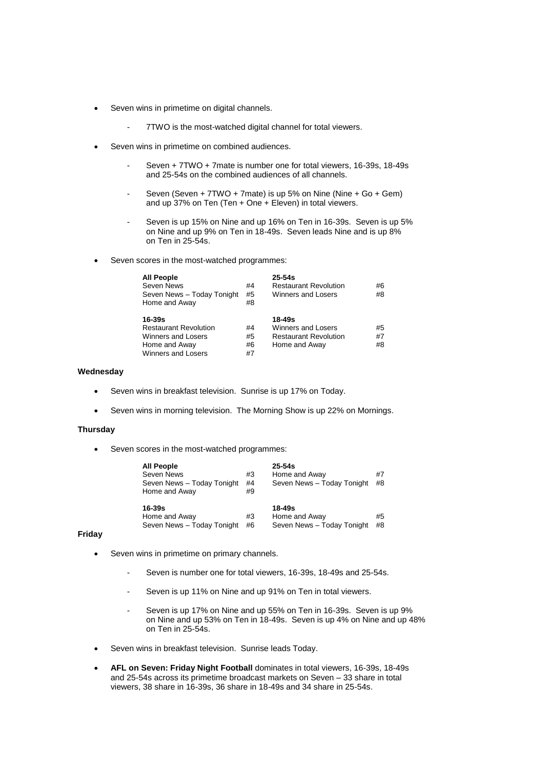- Seven wins in primetime on digital channels.

    - 7TWO is the most-watched digital channel for total viewers.

- Seven wins in primetime on combined audiences.

    - Seven + 7TWO + 7mate is number one for total viewers, 16-39s, 18-49s and 25-54s on the combined audiences of all channels.

    - Seven (Seven + 7TWO + 7mate) is up 5% on Nine (Nine + Go + Gem) and up 37% on Ten (Ten + One + Eleven) in total viewers.

    - Seven is up 15% on Nine and up 16% on Ten in 16-39s. Seven is up 5% on Nine and up 9% on Ten in 18-49s. Seven leads Nine and is up 8% on Ten in 25-54s.

- Seven scores in the most-watched programmes:

| **All People** | | **25-54s** | |
|---|---|---|---|
| Seven News | #4 | Restaurant Revolution | #6 |
| Seven News – Today Tonight | #5 | Winners and Losers | #8 |
| Home and Away | #8 | | |
| **16-39s** | | **18-49s** | |
| Restaurant Revolution | #4 | Winners and Losers | #5 |
| Winners and Losers | #5 | Restaurant Revolution | #7 |
| Home and Away | #6 | Home and Away | #8 |
| Winners and Losers | #7 | | |

**Wednesday**

- Seven wins in breakfast television. Sunrise is up 17% on Today.

- Seven wins in morning television. The Morning Show is up 22% on Mornings.

**Thursday**

- Seven scores in the most-watched programmes:

| **All People** | | **25-54s** | |
|---|---|---|---|
| Seven News | #3 | Home and Away | #7 |
| Seven News – Today Tonight | #4 | Seven News – Today Tonight | #8 |
| Home and Away | #9 | | |
| **16-39s** | | **18-49s** | |
| Home and Away | #3 | Home and Away | #5 |
| Seven News – Today Tonight | #6 | Seven News – Today Tonight | #8 |

**Friday**

- Seven wins in primetime on primary channels.

    - Seven is number one for total viewers, 16-39s, 18-49s and 25-54s.

    - Seven is up 11% on Nine and up 91% on Ten in total viewers.

    - Seven is up 17% on Nine and up 55% on Ten in 16-39s. Seven is up 9% on Nine and up 53% on Ten in 18-49s. Seven is up 4% on Nine and up 48% on Ten in 25-54s.

- Seven wins in breakfast television. Sunrise leads Today.

- **AFL on Seven: Friday Night Football** dominates in total viewers, 16-39s, 18-49s and 25-54s across its primetime broadcast markets on Seven – 33 share in total viewers, 38 share in 16-39s, 36 share in 18-49s and 34 share in 25-54s.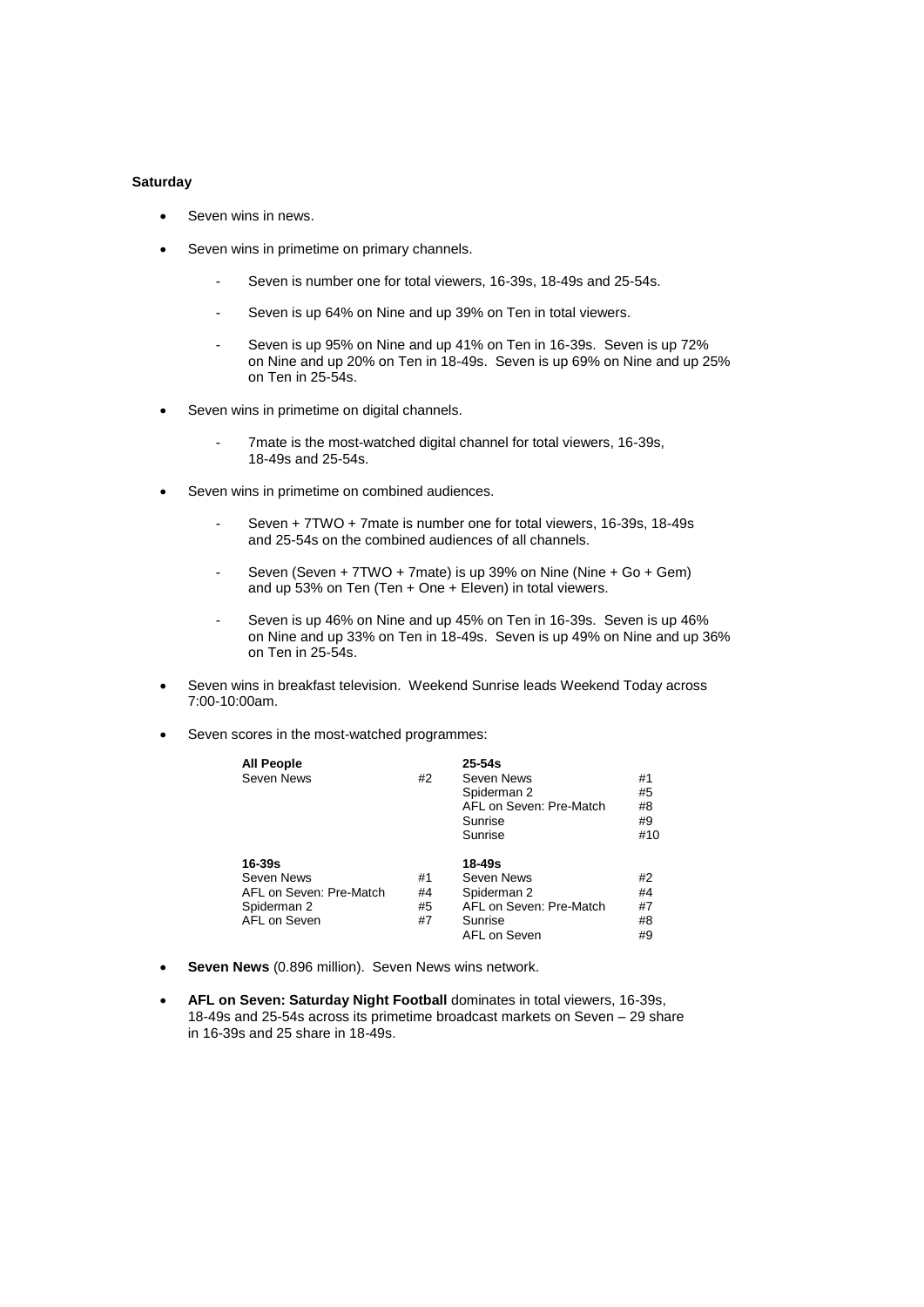**Saturday**

- Seven wins in news.
- Seven wins in primetime on primary channels.
  - Seven is number one for total viewers, 16-39s, 18-49s and 25-54s.
  - Seven is up 64% on Nine and up 39% on Ten in total viewers.
  - Seven is up 95% on Nine and up 41% on Ten in 16-39s. Seven is up 72% on Nine and up 20% on Ten in 18-49s. Seven is up 69% on Nine and up 25% on Ten in 25-54s.
- Seven wins in primetime on digital channels.
  - 7mate is the most-watched digital channel for total viewers, 16-39s, 18-49s and 25-54s.
- Seven wins in primetime on combined audiences.
  - Seven + 7TWO + 7mate is number one for total viewers, 16-39s, 18-49s and 25-54s on the combined audiences of all channels.
  - Seven (Seven + 7TWO + 7mate) is up 39% on Nine (Nine + Go + Gem) and up 53% on Ten (Ten + One + Eleven) in total viewers.
  - Seven is up 46% on Nine and up 45% on Ten in 16-39s. Seven is up 46% on Nine and up 33% on Ten in 18-49s. Seven is up 49% on Nine and up 36% on Ten in 25-54s.
- Seven wins in breakfast television. Weekend Sunrise leads Weekend Today across 7:00-10:00am.
- Seven scores in the most-watched programmes:

| **All People** | | **25-54s** | |
|---|---|---|---|
| Seven News | #2 | Seven News | #1 |
| | | Spiderman 2 | #5 |
| | | AFL on Seven: Pre-Match | #8 |
| | | Sunrise | #9 |
| | | Sunrise | #10 |

| **16-39s** | | **18-49s** | |
|---|---|---|---|
| Seven News | #1 | Seven News | #2 |
| AFL on Seven: Pre-Match | #4 | Spiderman 2 | #4 |
| Spiderman 2 | #5 | AFL on Seven: Pre-Match | #7 |
| AFL on Seven | #7 | Sunrise | #8 |
| | | AFL on Seven | #9 |

- **Seven News** (0.896 million). Seven News wins network.
- **AFL on Seven: Saturday Night Football** dominates in total viewers, 16-39s, 18-49s and 25-54s across its primetime broadcast markets on Seven – 29 share in 16-39s and 25 share in 18-49s.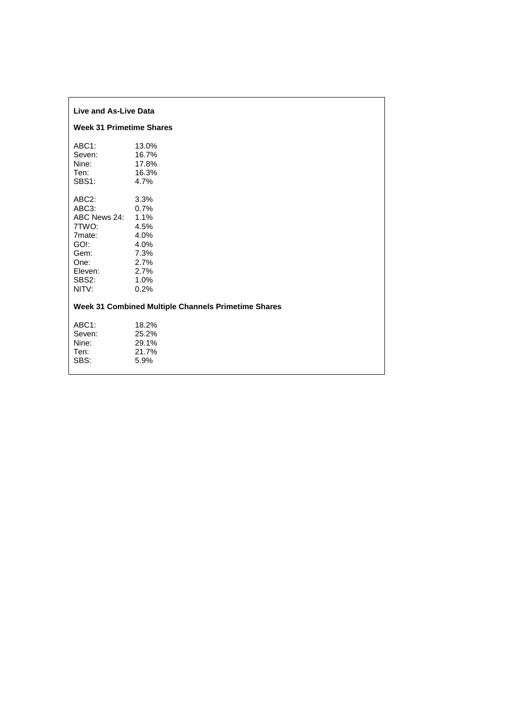**Live and As-Live Data**

**Week 31 Primetime Shares**

| | |
|---|---|
| ABC1: | 13.0% |
| Seven: | 16.7% |
| Nine: | 17.8% |
| Ten: | 16.3% |
| SBS1: | 4.7% |

| | |
|---|---|
| ABC2: | 3.3% |
| ABC3: | 0.7% |
| ABC News 24: | 1.1% |
| 7TWO: | 4.5% |
| 7mate: | 4.0% |
| GO!: | 4.0% |
| Gem: | 7.3% |
| One: | 2.7% |
| Eleven: | 2.7% |
| SBS2: | 1.0% |
| NITV: | 0.2% |

**Week 31 Combined Multiple Channels Primetime Shares**

| | |
|---|---|
| ABC1: | 18.2% |
| Seven: | 25.2% |
| Nine: | 29.1% |
| Ten: | 21.7% |
| SBS: | 5.9% |